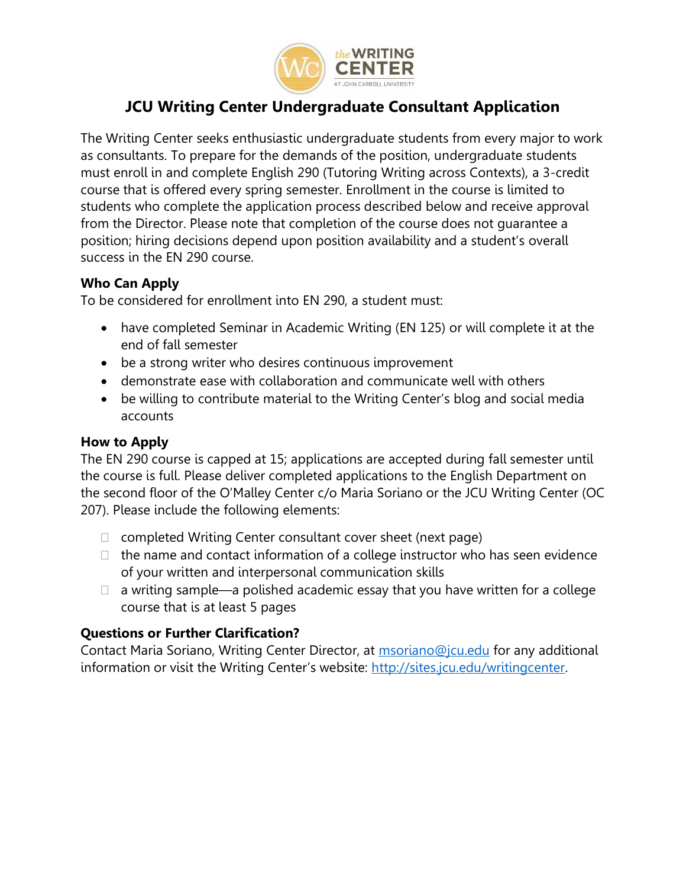# JCU Writing Center Undergraduate Consultant Application

The Writing Center seeks enthusiastic undergraduate students from every major to work as consultants. To prepare for the demands of the position, undergraduate students must enroll in and complete English 290 (Tutoring Writing across Contexts), a 3-credit course that is offered every spring semester. Enrollment in the course is limited to students who complete the application process described below and receive approval from the Director. Please note that completion of the course does not guarantee a position; hiring decisions depend upon position availability and a student's overall success in the EN 290 course.

### Who Can Apply

To be considered for enrollment into EN 290, a student must:

- have completed Seminar in Academic Writing (EN 125) or will complete it at the end of fall semester
- be a strong writer who desires continuous improvement
- demonstrate ease with collaboration and communicate well with others
- be willing to contribute material to the Writing Center's blog and social media accounts

### How to Apply

The EN 290 course is capped at 15; applications are accepted during fall semester until the course is full. Please deliver completed applications to the English Department on the second floor of the O'Malley Center c/o Maria Soriano or the JCU Writing Center (OC 207). Please include the following elements:

- [ ] completed Writing Center consultant cover sheet (next page)
- [ ] the name and contact information of a college instructor who has seen evidence of your written and interpersonal communication skills
- [ ] a writing sample—a polished academic essay that you have written for a college course that is at least 5 pages

### Questions or Further Clarification?

Contact Maria Soriano, Writing Center Director, at msoriano@jcu.edu for any additional information or visit the Writing Center's website: http://sites.jcu.edu/writingcenter.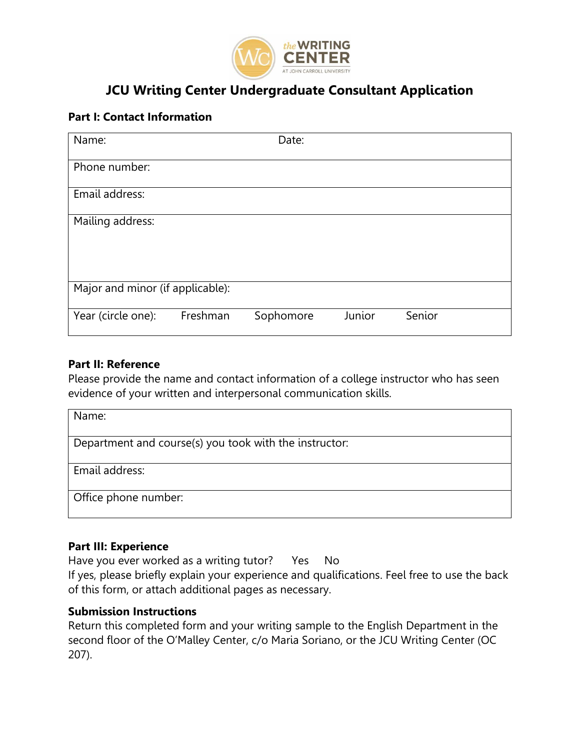# JCU Writing Center Undergraduate Consultant Application

**Part I: Contact Information**

| | | | | |
|---|---|---|---|---|
| Name: | | Date: | | |
| Phone number: | | | | |
| Email address: | | | | |
| Mailing address: | | | | |
| Major and minor (if applicable): | | | | |
| Year (circle one): | Freshman | Sophomore | Junior | Senior |

**Part II: Reference**

Please provide the name and contact information of a college instructor who has seen evidence of your written and interpersonal communication skills.

| |
|---|
| Name: |
| Department and course(s) you took with the instructor: |
| Email address: |
| Office phone number: |

**Part III: Experience**

Have you ever worked as a writing tutor? Yes No

If yes, please briefly explain your experience and qualifications. Feel free to use the back of this form, or attach additional pages as necessary.

**Submission Instructions**

Return this completed form and your writing sample to the English Department in the second floor of the O'Malley Center, c/o Maria Soriano, or the JCU Writing Center (OC 207).